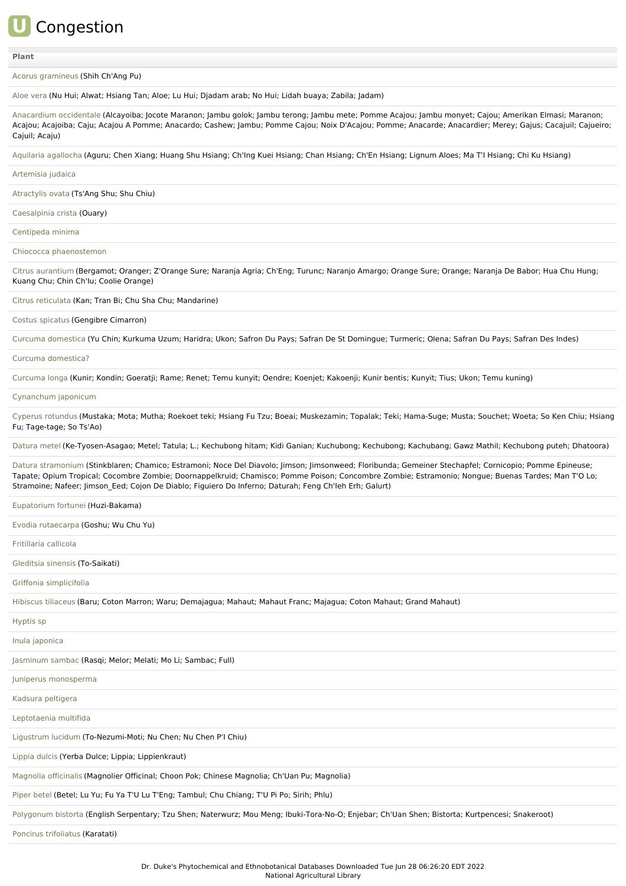# Congestion

| Plant |
| --- |
| Acorus gramineus (Shih Ch'Ang Pu) |
| Aloe vera (Nu Hui; Alwat; Hsiang Tan; Aloe; Lu Hui; Djadam arab; No Hui; Lidah buaya; Zabila; Jadam) |
| Anacardium occidentale (Alcayoiba; Jocote Maranon; Jambu golok; Jambu terong; Jambu mete; Pomme Acajou; Jambu monyet; Cajou; Amerikan Elmasi; Maranon; Acajou; Acajoiba; Caju; Acajou A Pomme; Anacardo; Cashew; Jambu; Pomme Cajou; Noix D'Acajou; Pomme; Anacarde; Anacardier; Merey; Gajus; Cacajuil; Cajueiro; Cajuil; Acaju) |
| Aquilaria agallocha (Aguru; Chen Xiang; Huang Shu Hsiang; Ch'Ing Kuei Hsiang; Chan Hsiang; Ch'En Hsiang; Lignum Aloes; Ma T'I Hsiang; Chi Ku Hsiang) |
| Artemisia judaica |
| Atractylis ovata (Ts'Ang Shu; Shu Chiu) |
| Caesalpinia crista (Ouary) |
| Centipeda minima |
| Chiococca phaenostemon |
| Citrus aurantium (Bergamot; Oranger; Z'Orange Sure; Naranja Agria; Ch'Eng; Turunc; Naranjo Amargo; Orange Sure; Orange; Naranja De Babor; Hua Chu Hung; Kuang Chu; Chin Ch'Iu; Coolie Orange) |
| Citrus reticulata (Kan; Tran Bi; Chu Sha Chu; Mandarine) |
| Costus spicatus (Gengibre Cimarron) |
| Curcuma domestica (Yu Chin; Kurkuma Uzum; Haridra; Ukon; Safron Du Pays; Safran De St Domingue; Turmeric; Olena; Safran Du Pays; Safran Des Indes) |
| Curcuma domestica? |
| Curcuma longa (Kunir; Kondin; Goeratji; Rame; Renet; Temu kunyit; Oendre; Koenjet; Kakoenji; Kunir bentis; Kunyit; Tius; Ukon; Temu kuning) |
| Cynanchum japonicum |
| Cyperus rotundus (Mustaka; Mota; Mutha; Roekoet teki; Hsiang Fu Tzu; Boeai; Muskezamin; Topalak; Teki; Hama-Suge; Musta; Souchet; Woeta; So Ken Chiu; Hsiang Fu; Tage-tage; So Ts'Ao) |
| Datura metel (Ke-Tyosen-Asagao; Metel; Tatula; L.; Kechubong hitam; Kidi Ganian; Kuchubong; Kechubong; Kachubang; Gawz Mathil; Kechubong puteh; Dhatoora) |
| Datura stramonium (Stinkblaren; Chamico; Estramoni; Noce Del Diavolo; Jimson; Jimsonweed; Floribunda; Gemeiner Stechapfel; Cornicopio; Pomme Epineuse; Tapate; Opium Tropical; Cocombre Zombie; Doornappelkruid; Chamisco; Pomme Poison; Concombre Zombie; Estramonio; Nongue; Buenas Tardes; Man T'O Lo; Stramoine; Nafeer; Jimson_Eed; Cojon De Diablo; Figuiero Do Inferno; Daturah; Feng Ch'Ieh Erh; Galurt) |
| Eupatorium fortunei (Huzi-Bakama) |
| Evodia rutaecarpa (Goshu; Wu Chu Yu) |
| Fritillaria callicola |
| Gleditsia sinensis (To-Saikati) |
| Griffonia simplicifolia |
| Hibiscus tiliaceus (Baru; Coton Marron; Waru; Demajagua; Mahaut; Mahaut Franc; Majagua; Coton Mahaut; Grand Mahaut) |
| Hyptis sp |
| Inula japonica |
| Jasminum sambac (Rasqi; Melor; Melati; Mo Li; Sambac; Full) |
| Juniperus monosperma |
| Kadsura peltigera |
| Leptotaenia multifida |
| Ligustrum lucidum (To-Nezumi-Moti; Nu Chen; Nu Chen P'I Chiu) |
| Lippia dulcis (Yerba Dulce; Lippia; Lippienkraut) |
| Magnolia officinalis (Magnolier Officinal; Choon Pok; Chinese Magnolia; Ch'Uan Pu; Magnolia) |
| Piper betel (Betel; Lu Yu; Fu Ya T'U Lu T'Eng; Tambul; Chu Chiang; T'U Pi Po; Sirih; Phlu) |
| Polygonum bistorta (English Serpentary; Tzu Shen; Naterwurz; Mou Meng; Ibuki-Tora-No-O; Enjebar; Ch'Uan Shen; Bistorta; Kurtpencesi; Snakeroot) |
| Poncirus trifoliatus (Karatati) |

Dr. Duke's Phytochemical and Ethnobotanical Databases Downloaded Tue Jun 28 06:26:20 EDT 2022
National Agricultural Library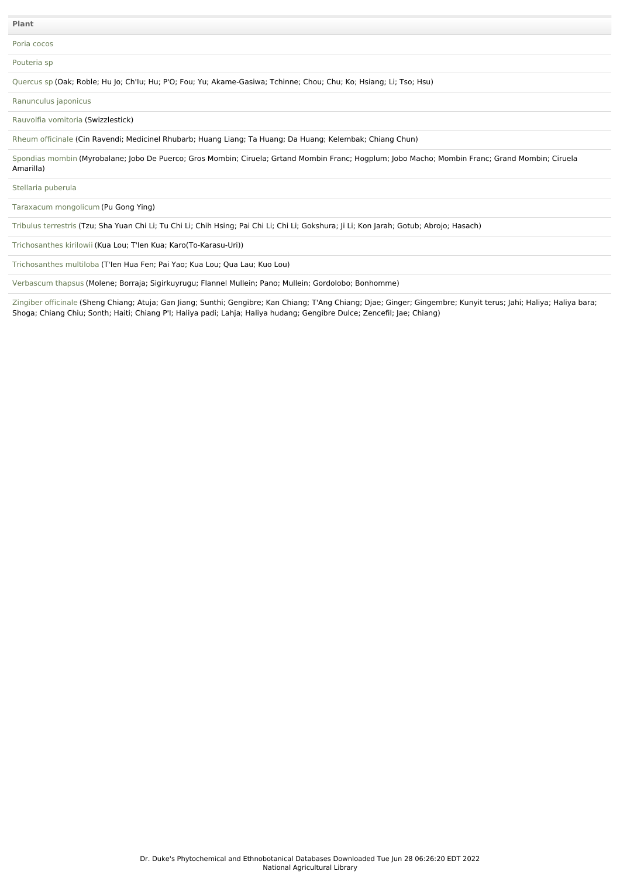| Plant |
| --- |
| Poria cocos |
| Pouteria sp |
| Quercus sp (Oak; Roble; Hu Jo; Ch'Iu; Hu; P'O; Fou; Yu; Akame-Gasiwa; Tchinne; Chou; Chu; Ko; Hsiang; Li; Tso; Hsu) |
| Ranunculus japonicus |
| Rauvolfia vomitoria (Swizzlestick) |
| Rheum officinale (Cin Ravendi; Medicinel Rhubarb; Huang Liang; Ta Huang; Da Huang; Kelembak; Chiang Chun) |
| Spondias mombin (Myrobalane; Jobo De Puerco; Gros Mombin; Ciruela; Grtand Mombin Franc; Hogplum; Jobo Macho; Mombin Franc; Grand Mombin; Ciruela Amarilla) |
| Stellaria puberula |
| Taraxacum mongolicum (Pu Gong Ying) |
| Tribulus terrestris (Tzu; Sha Yuan Chi Li; Tu Chi Li; Chih Hsing; Pai Chi Li; Chi Li; Gokshura; Ji Li; Kon Jarah; Gotub; Abrojo; Hasach) |
| Trichosanthes kirilowii (Kua Lou; T'Ien Kua; Karo(To-Karasu-Uri)) |
| Trichosanthes multiloba (T'Ien Hua Fen; Pai Yao; Kua Lou; Qua Lau; Kuo Lou) |
| Verbascum thapsus (Molene; Borraja; Sigirkuyrugu; Flannel Mullein; Pano; Mullein; Gordolobo; Bonhomme) |
| Zingiber officinale (Sheng Chiang; Atuja; Gan Jiang; Sunthi; Gengibre; Kan Chiang; T'Ang Chiang; Djae; Ginger; Gingembre; Kunyit terus; Jahi; Haliya; Haliya bara; Shoga; Chiang Chiu; Sonth; Haiti; Chiang P'I; Haliya padi; Lahja; Haliya hudang; Gengibre Dulce; Zencefil; Jae; Chiang) |

Dr. Duke's Phytochemical and Ethnobotanical Databases Downloaded Tue Jun 28 06:26:20 EDT 2022
National Agricultural Library